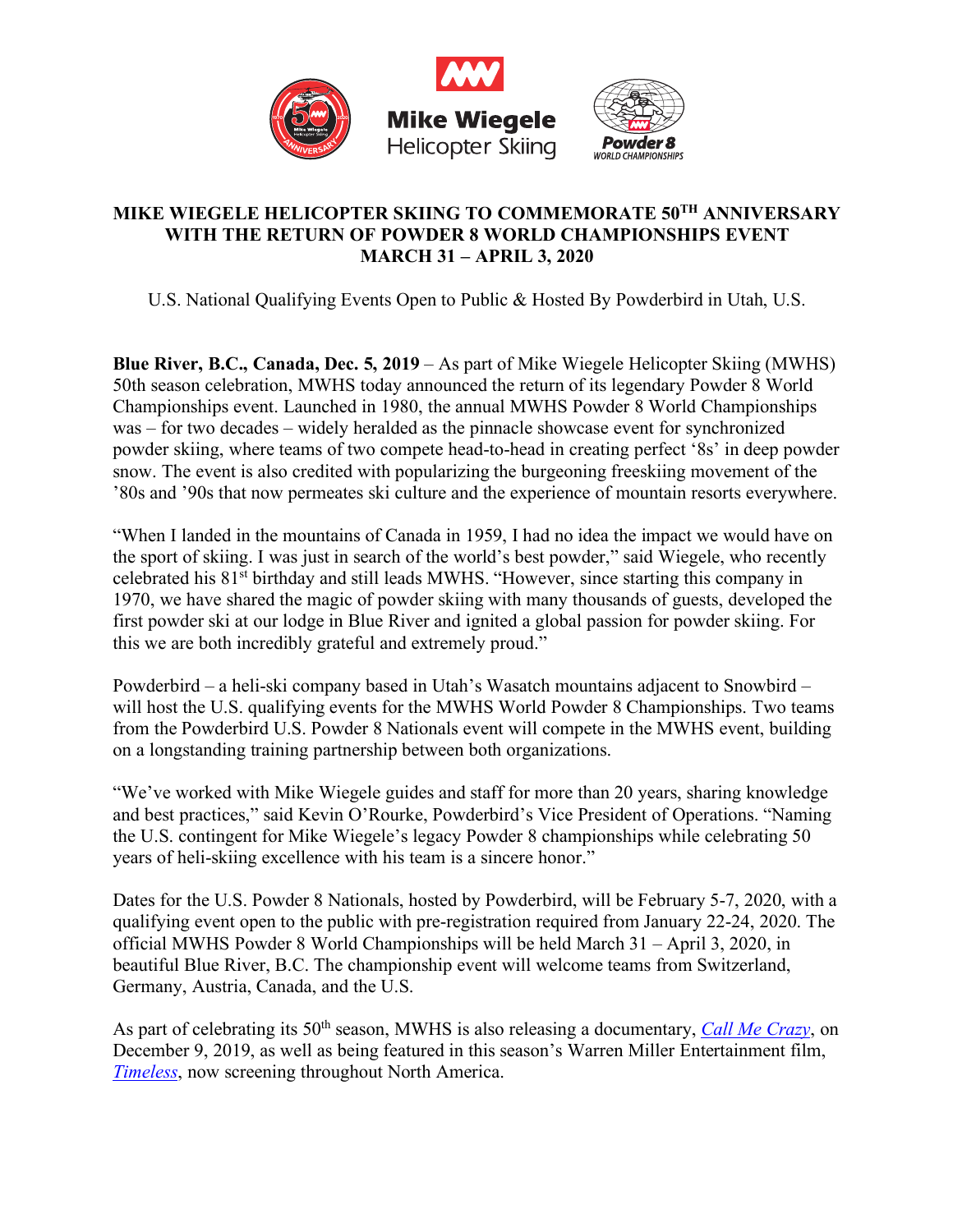# MIKE WIEGELE HELICOPTER SKIING TO COMMEMORATE 50TH ANNIVERSARY WITH THE RETURN OF POWDER 8 WORLD CHAMPIONSHIPS EVENT MARCH 31 – APRIL 3, 2020

U.S. National Qualifying Events Open to Public & Hosted By Powderbird in Utah, U.S.

**Blue River, B.C., Canada, Dec. 5, 2019** – As part of Mike Wiegele Helicopter Skiing (MWHS) 50th season celebration, MWHS today announced the return of its legendary Powder 8 World Championships event. Launched in 1980, the annual MWHS Powder 8 World Championships was – for two decades – widely heralded as the pinnacle showcase event for synchronized powder skiing, where teams of two compete head-to-head in creating perfect '8s' in deep powder snow. The event is also credited with popularizing the burgeoning freeskiing movement of the '80s and '90s that now permeates ski culture and the experience of mountain resorts everywhere.

"When I landed in the mountains of Canada in 1959, I had no idea the impact we would have on the sport of skiing. I was just in search of the world's best powder," said Wiegele, who recently celebrated his 81st birthday and still leads MWHS. "However, since starting this company in 1970, we have shared the magic of powder skiing with many thousands of guests, developed the first powder ski at our lodge in Blue River and ignited a global passion for powder skiing. For this we are both incredibly grateful and extremely proud."

Powderbird – a heli-ski company based in Utah's Wasatch mountains adjacent to Snowbird – will host the U.S. qualifying events for the MWHS World Powder 8 Championships. Two teams from the Powderbird U.S. Powder 8 Nationals event will compete in the MWHS event, building on a longstanding training partnership between both organizations.

"We've worked with Mike Wiegele guides and staff for more than 20 years, sharing knowledge and best practices," said Kevin O'Rourke, Powderbird's Vice President of Operations. "Naming the U.S. contingent for Mike Wiegele's legacy Powder 8 championships while celebrating 50 years of heli-skiing excellence with his team is a sincere honor."

Dates for the U.S. Powder 8 Nationals, hosted by Powderbird, will be February 5-7, 2020, with a qualifying event open to the public with pre-registration required from January 22-24, 2020. The official MWHS Powder 8 World Championships will be held March 31 – April 3, 2020, in beautiful Blue River, B.C. The championship event will welcome teams from Switzerland, Germany, Austria, Canada, and the U.S.

As part of celebrating its 50th season, MWHS is also releasing a documentary, *Call Me Crazy*, on December 9, 2019, as well as being featured in this season's Warren Miller Entertainment film, *Timeless*, now screening throughout North America.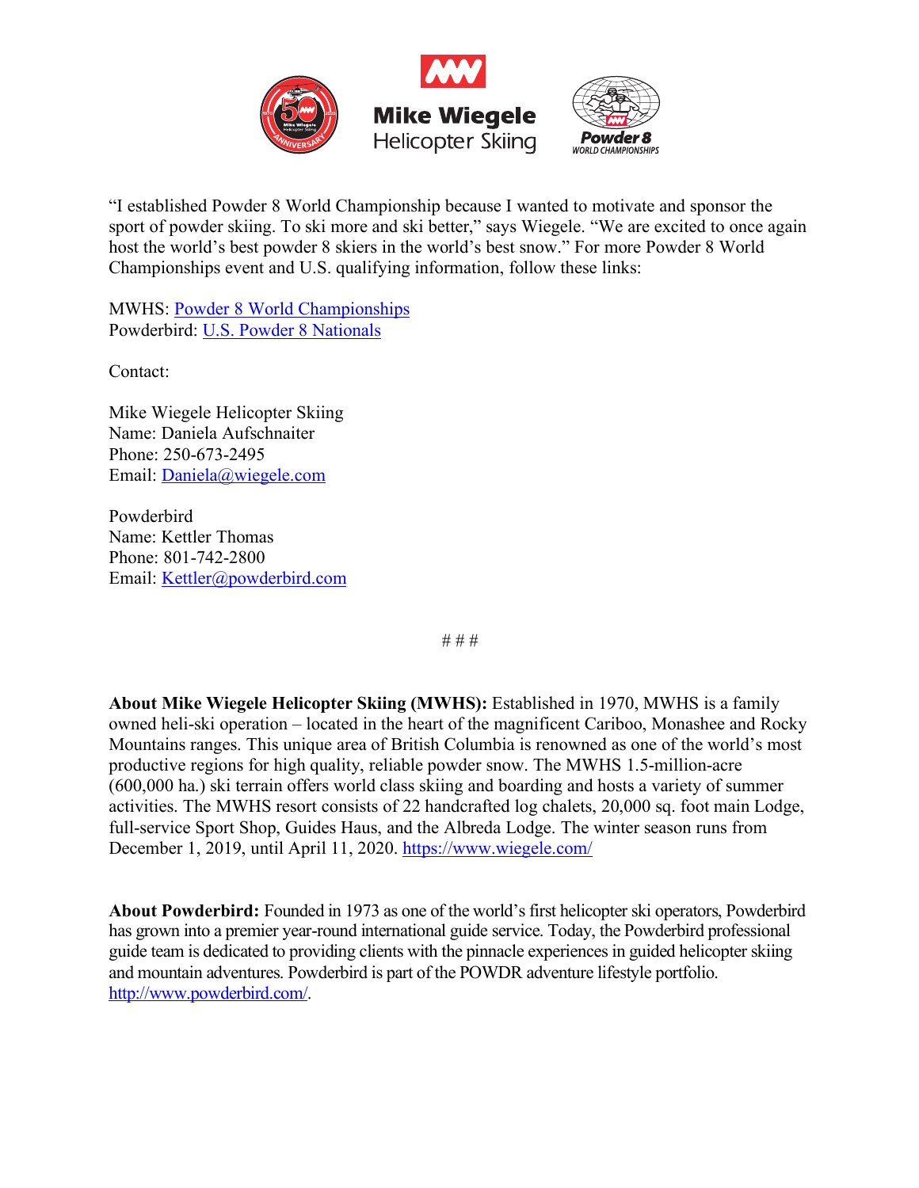"I established Powder 8 World Championship because I wanted to motivate and sponsor the sport of powder skiing. To ski more and ski better," says Wiegele. "We are excited to once again host the world's best powder 8 skiers in the world's best snow." For more Powder 8 World Championships event and U.S. qualifying information, follow these links:

MWHS: Powder 8 World Championships
Powderbird: U.S. Powder 8 Nationals

Contact:

Mike Wiegele Helicopter Skiing
Name: Daniela Aufschnaiter
Phone: 250-673-2495
Email: Daniela@wiegele.com

Powderbird
Name: Kettler Thomas
Phone: 801-742-2800
Email: Kettler@powderbird.com

# # #

**About Mike Wiegele Helicopter Skiing (MWHS):** Established in 1970, MWHS is a family owned heli-ski operation – located in the heart of the magnificent Cariboo, Monashee and Rocky Mountains ranges. This unique area of British Columbia is renowned as one of the world's most productive regions for high quality, reliable powder snow. The MWHS 1.5-million-acre (600,000 ha.) ski terrain offers world class skiing and boarding and hosts a variety of summer activities. The MWHS resort consists of 22 handcrafted log chalets, 20,000 sq. foot main Lodge, full-service Sport Shop, Guides Haus, and the Albreda Lodge. The winter season runs from December 1, 2019, until April 11, 2020. https://www.wiegele.com/

**About Powderbird:** Founded in 1973 as one of the world's first helicopter ski operators, Powderbird has grown into a premier year-round international guide service. Today, the Powderbird professional guide team is dedicated to providing clients with the pinnacle experiences in guided helicopter skiing and mountain adventures. Powderbird is part of the POWDR adventure lifestyle portfolio. http://www.powderbird.com/.